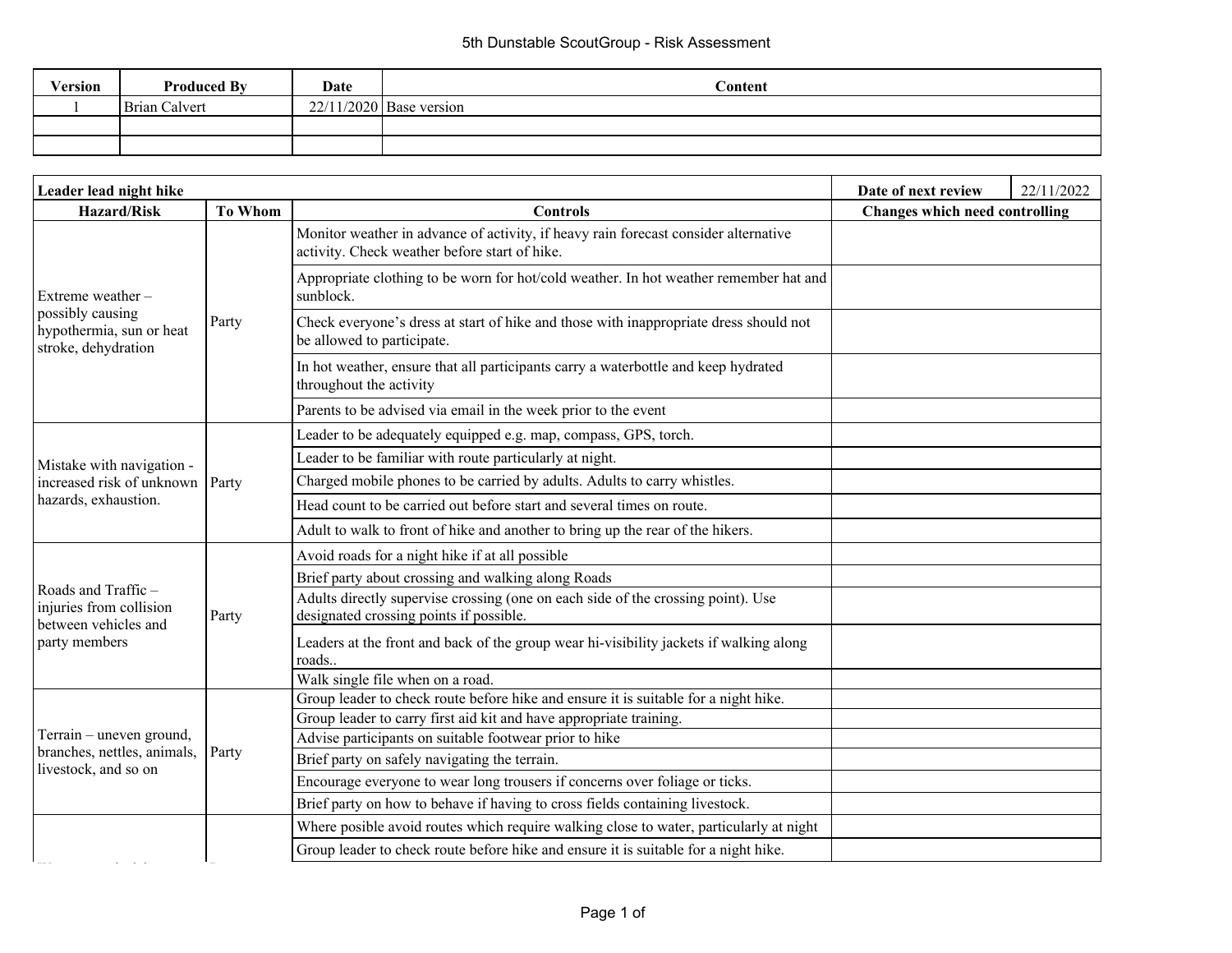# 5th Dunstable ScoutGroup - Risk Assessment

| Version | Produced By | Date | Content |
|---|---|---|---|
| 1 | Brian Calvert | 22/11/2020 | Base version |
| | | | |
| | | | |

| **Leader lead night hike** | | | **Date of next review** | 22/11/2022 |
|---|---|---|---|---|
| **Hazard/Risk** | **To Whom** | **Controls** | **Changes which need controlling** | |
| Extreme weather – possibly causing hypothermia, sun or heat stroke, dehydration | Party | Monitor weather in advance of activity, if heavy rain forecast consider alternative activity. Check weather before start of hike. | | |
| | | Appropriate clothing to be worn for hot/cold weather. In hot weather remember hat and sunblock. | | |
| | | Check everyone's dress at start of hike and those with inappropriate dress should not be allowed to participate. | | |
| | | In hot weather, ensure that all participants carry a waterbottle and keep hydrated throughout the activity | | |
| | | Parents to be advised via email in the week prior to the event | | |
| Mistake with navigation - increased risk of unknown hazards, exhaustion. | Party | Leader to be adequately equipped e.g. map, compass, GPS, torch. | | |
| | | Leader to be familiar with route particularly at night. | | |
| | | Charged mobile phones to be carried by adults. Adults to carry whistles. | | |
| | | Head count to be carried out before start and several times on route. | | |
| | | Adult to walk to front of hike and another to bring up the rear of the hikers. | | |
| Roads and Traffic – injuries from collision between vehicles and party members | Party | Avoid roads for a night hike if at all possible | | |
| | | Brief party about crossing and walking along Roads | | |
| | | Adults directly supervise crossing (one on each side of the crossing point). Use designated crossing points if possible. | | |
| | | Leaders at the front and back of the group wear hi-visibility jackets if walking along roads.. | | |
| | | Walk single file when on a road. | | |
| Terrain – uneven ground, branches, nettles, animals, livestock, and so on | Party | Group leader to check route before hike and ensure it is suitable for a night hike. | | |
| | | Group leader to carry first aid kit and have appropriate training. | | |
| | | Advise participants on suitable footwear prior to hike | | |
| | | Brief party on safely navigating the terrain. | | |
| | | Encourage everyone to wear long trousers if concerns over foliage or ticks. | | |
| | | Brief party on how to behave if having to cross fields containing livestock. | | |
| | | Where posible avoid routes which require walking close to water, particularly at night | | |
| | | Group leader to check route before hike and ensure it is suitable for a night hike. | | |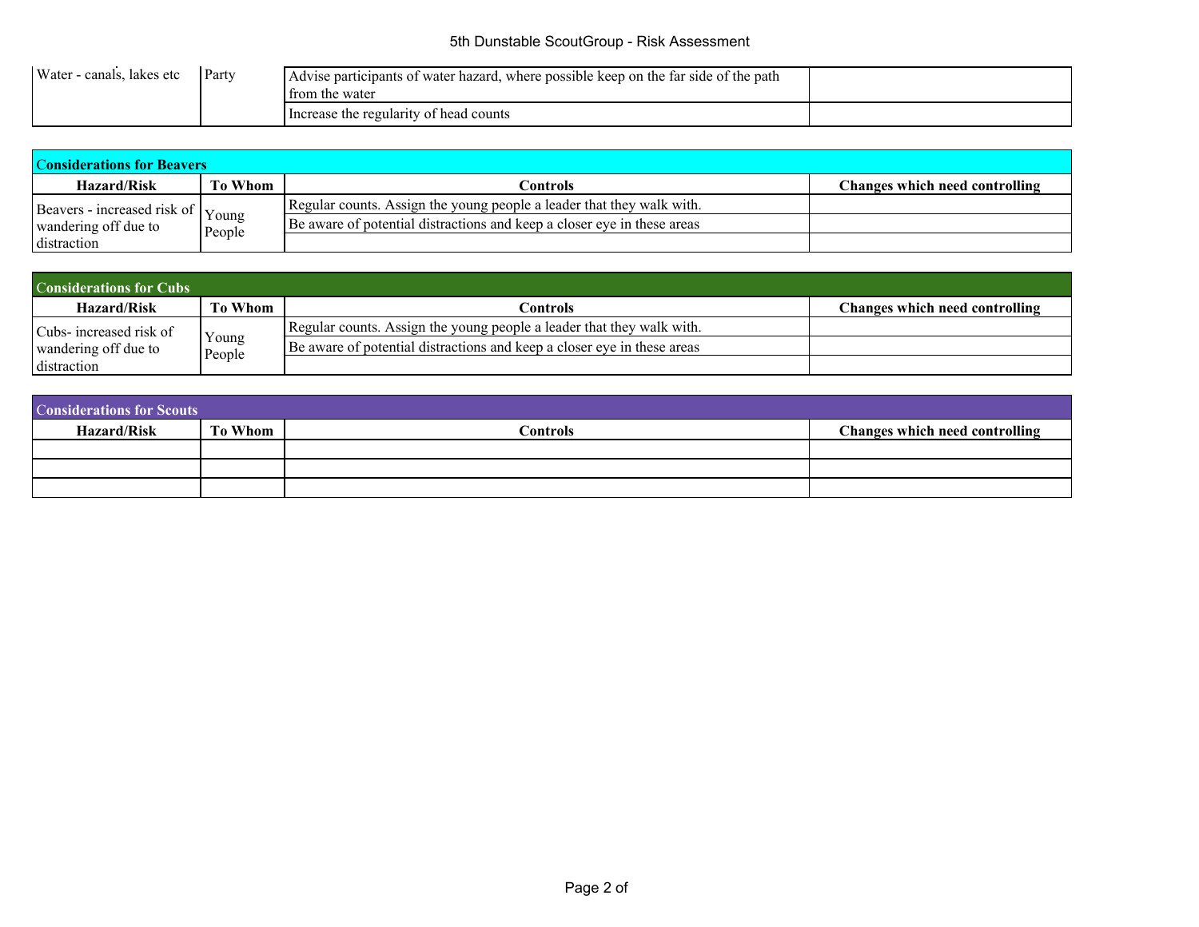| | | | |
|---|---|---|---|
| Water - canals, lakes etc | Party | Advise participants of water hazard, where possible keep on the far side of the path from the water | |
| | | Increase the regularity of head counts | |

**Considerations for Beavers**

| Hazard/Risk | To Whom | Controls | Changes which need controlling |
|---|---|---|---|
| Beavers - increased risk of wandering off due to distraction | Young People | Regular counts. Assign the young people a leader that they walk with. | |
| | | Be aware of potential distractions and keep a closer eye in these areas | |
| | | | |

**Considerations for Cubs**

| Hazard/Risk | To Whom | Controls | Changes which need controlling |
|---|---|---|---|
| Cubs- increased risk of wandering off due to distraction | Young People | Regular counts. Assign the young people a leader that they walk with. | |
| | | Be aware of potential distractions and keep a closer eye in these areas | |
| | | | |

**Considerations for Scouts**

| Hazard/Risk | To Whom | Controls | Changes which need controlling |
|---|---|---|---|
| | | | |
| | | | |
| | | | |